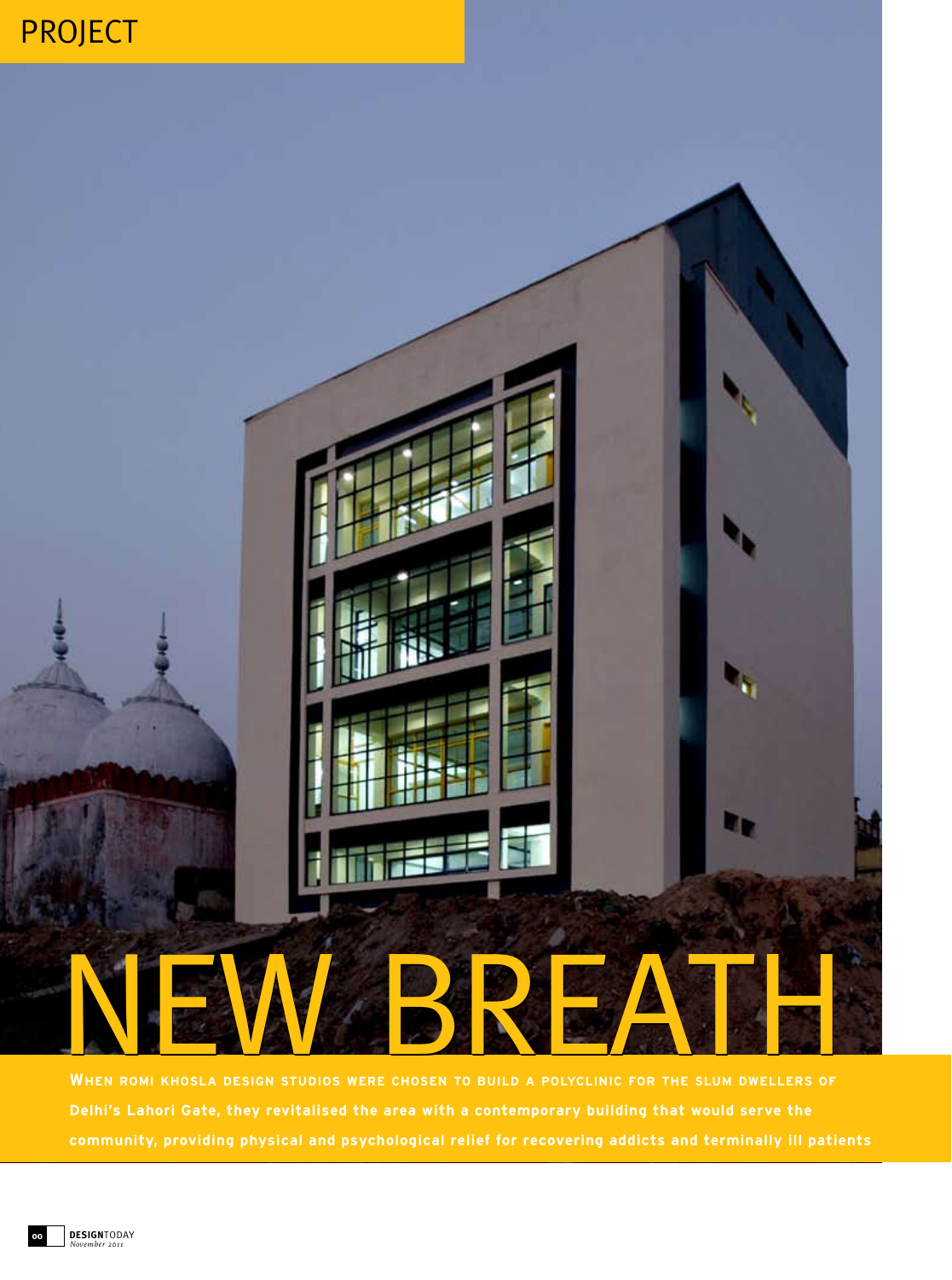PROJECT

# NEW BREATH

**When Romi Khosla Design Studios were chosen to build a polyclinic for the slum dwellers of Delhi's Lahori Gate, they revitalised the area with a contemporary building that would serve the community, providing physical and psychological relief for recovering addicts and terminally ill patients**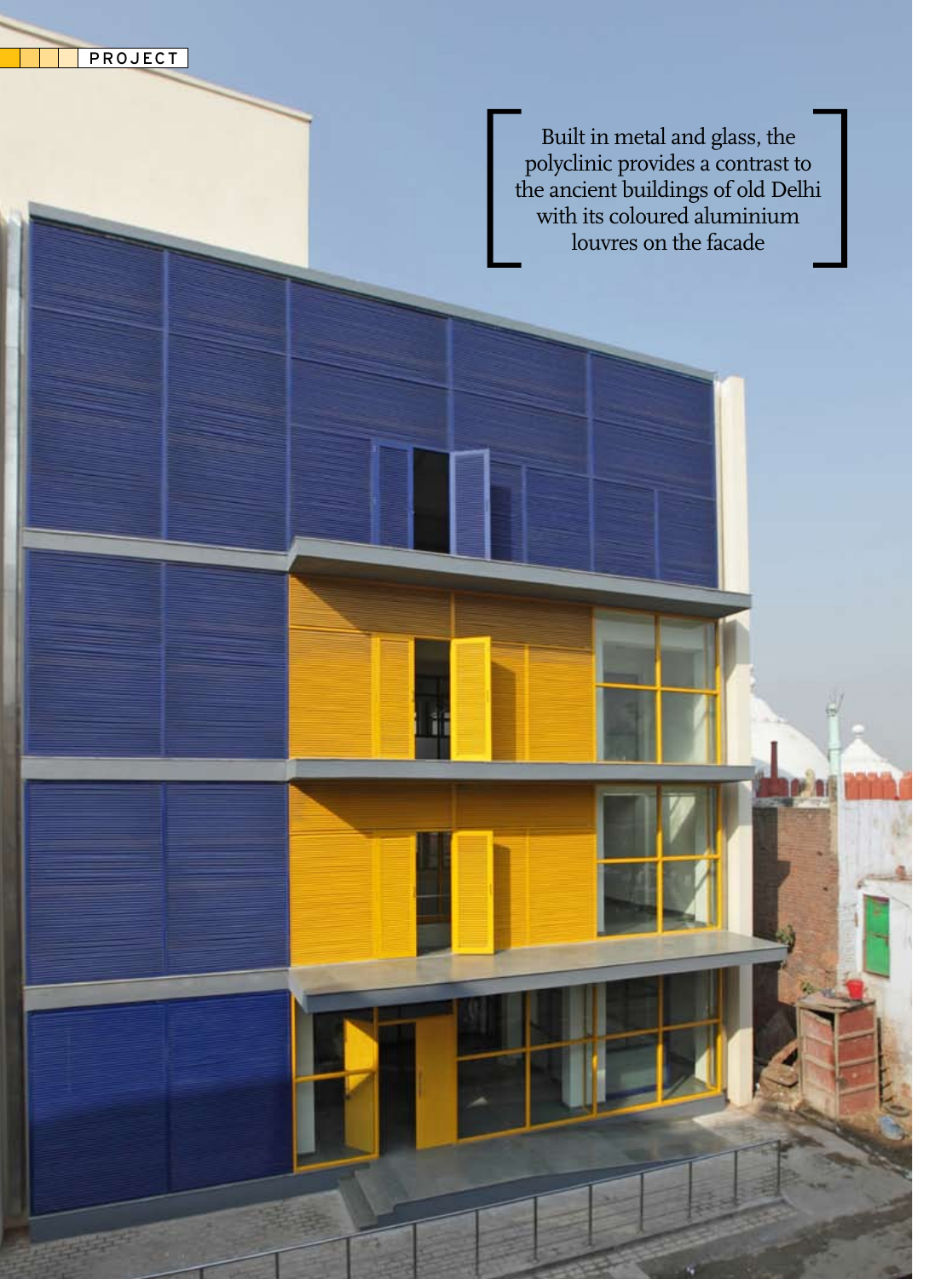Built in metal and glass, the polyclinic provides a contrast to the ancient buildings of old Delhi with its coloured aluminium louvres on the facade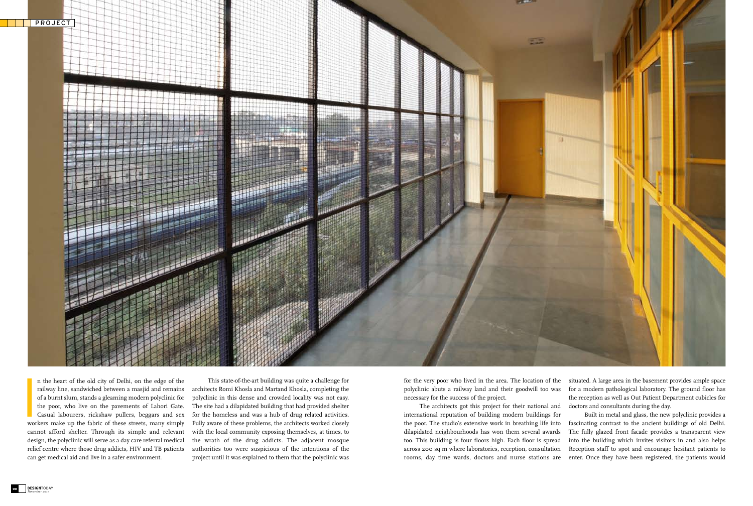In the heart of the old city of Delhi, on the edge of the railway line, sandwiched between a masjid and remains of a burnt slum, stands a gleaming modern polyclinic for the poor, who live on the pavements of Lahori Gate. Casual labourers, rickshaw pullers, beggars and sex workers make up the fabric of these streets, many simply cannot afford shelter. Through its simple and relevant design, the polyclinic will serve as a day care referral medical relief centre where those drug addicts, HIV and TB patients can get medical aid and live in a safer environment.

This state-of-the-art building was quite a challenge for architects Romi Khosla and Martand Khosla, completing the polyclinic in this dense and crowded locality was not easy. The site had a dilapidated building that had provided shelter for the homeless and was a hub of drug related activities. Fully aware of these problems, the architects worked closely with the local community exposing themselves, at times, to the wrath of the drug addicts. The adjacent mosque authorities too were suspicious of the intentions of the project until it was explained to them that the polyclinic was for the very poor who lived in the area. The location of the polyclinic abuts a railway land and their goodwill too was necessary for the success of the project.

The architects got this project for their national and international reputation of building modern buildings for the poor. The studio's extensive work in breathing life into dilapidated neighbourhoods has won them several awards too. This building is four floors high. Each floor is spread across 200 sq m where laboratories, reception, consultation rooms, day time wards, doctors and nurse stations are situated. A large area in the basement provides ample space for a modern pathological laboratory. The ground floor has the reception as well as Out Patient Department cubicles for doctors and consultants during the day.

Built in metal and glass, the new polyclinic provides a fascinating contrast to the ancient buildings of old Delhi. The fully glazed front facade provides a transparent view into the building which invites visitors in and also helps Reception staff to spot and encourage hesitant patients to enter. Once they have been registered, the patients would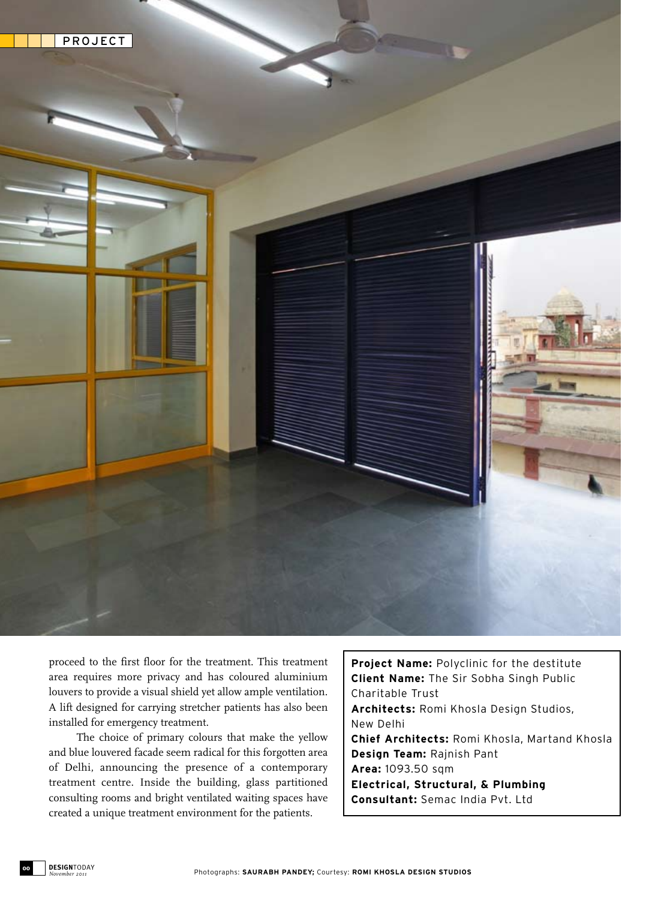proceed to the first floor for the treatment. This treatment area requires more privacy and has coloured aluminium louvers to provide a visual shield yet allow ample ventilation. A lift designed for carrying stretcher patients has also been installed for emergency treatment.

The choice of primary colours that make the yellow and blue louvered facade seem radical for this forgotten area of Delhi, announcing the presence of a contemporary treatment centre. Inside the building, glass partitioned consulting rooms and bright ventilated waiting spaces have created a unique treatment environment for the patients.

**Project Name:** Polyclinic for the destitute
**Client Name:** The Sir Sobha Singh Public Charitable Trust
**Architects:** Romi Khosla Design Studios, New Delhi
**Chief Architects:** Romi Khosla, Martand Khosla
**Design Team:** Rajnish Pant
**Area:** 1093.50 sqm
**Electrical, Structural, & Plumbing Consultant:** Semac India Pvt. Ltd

Photographs: **SAURABH PANDEY;** Courtesy: **ROMI KHOSLA DESIGN STUDIOS**